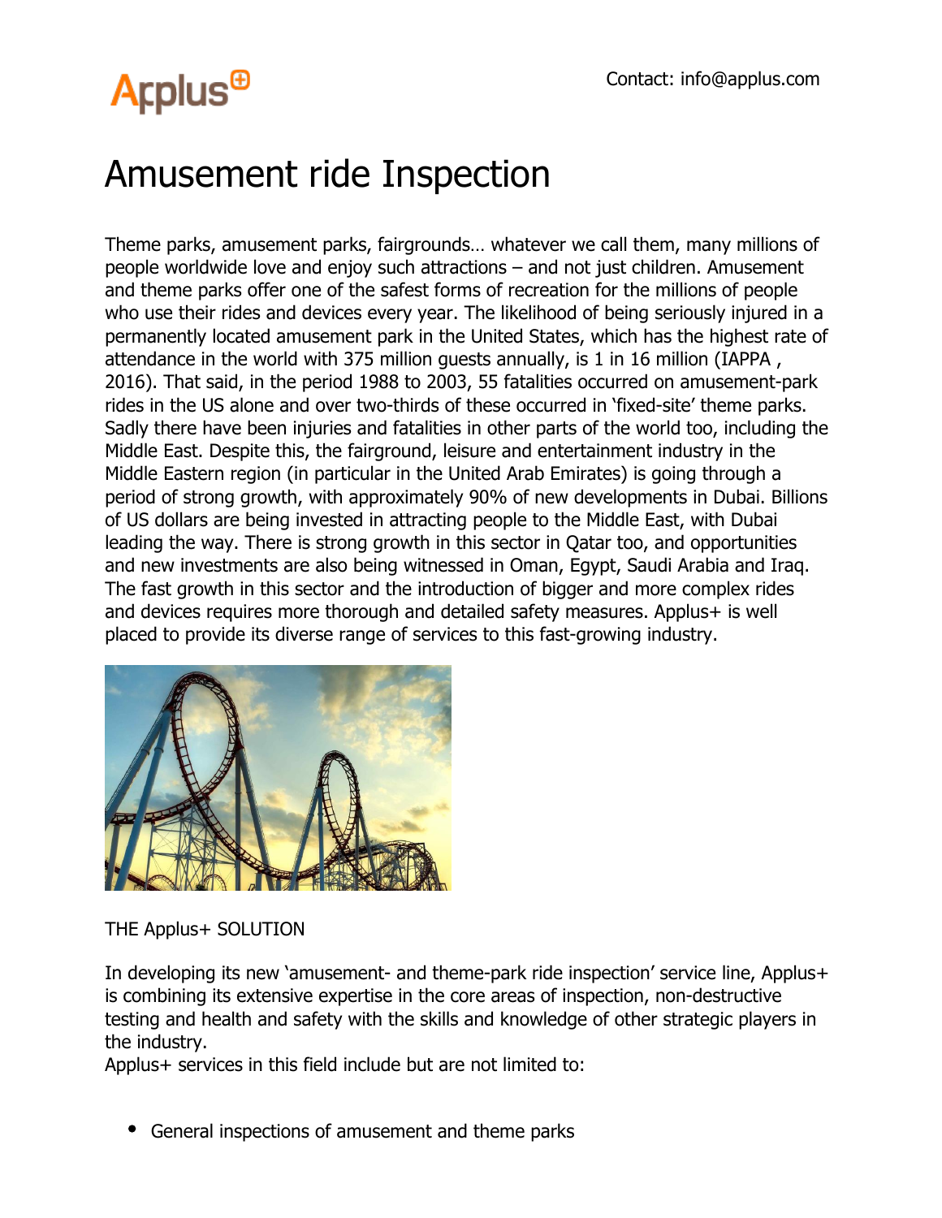Contact: info@applus.com

# Amusement ride Inspection

Theme parks, amusement parks, fairgrounds… whatever we call them, many millions of people worldwide love and enjoy such attractions – and not just children. Amusement and theme parks offer one of the safest forms of recreation for the millions of people who use their rides and devices every year. The likelihood of being seriously injured in a permanently located amusement park in the United States, which has the highest rate of attendance in the world with 375 million guests annually, is 1 in 16 million (IAPPA , 2016). That said, in the period 1988 to 2003, 55 fatalities occurred on amusement-park rides in the US alone and over two-thirds of these occurred in 'fixed-site' theme parks. Sadly there have been injuries and fatalities in other parts of the world too, including the Middle East. Despite this, the fairground, leisure and entertainment industry in the Middle Eastern region (in particular in the United Arab Emirates) is going through a period of strong growth, with approximately 90% of new developments in Dubai. Billions of US dollars are being invested in attracting people to the Middle East, with Dubai leading the way. There is strong growth in this sector in Qatar too, and opportunities and new investments are also being witnessed in Oman, Egypt, Saudi Arabia and Iraq. The fast growth in this sector and the introduction of bigger and more complex rides and devices requires more thorough and detailed safety measures. Applus+ is well placed to provide its diverse range of services to this fast-growing industry.

THE Applus+ SOLUTION

In developing its new 'amusement- and theme-park ride inspection' service line, Applus+ is combining its extensive expertise in the core areas of inspection, non-destructive testing and health and safety with the skills and knowledge of other strategic players in the industry.
Applus+ services in this field include but are not limited to:

- General inspections of amusement and theme parks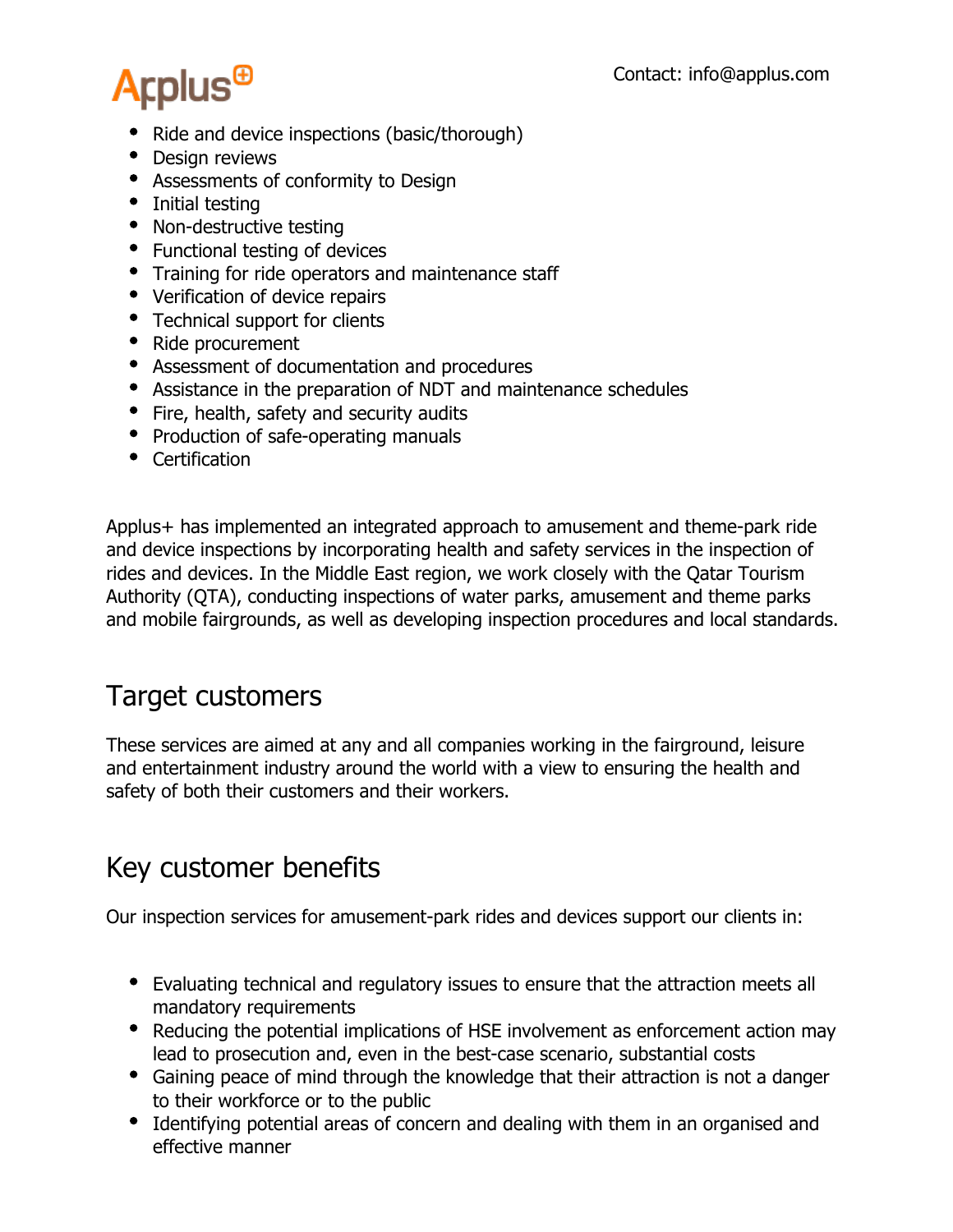- Ride and device inspections (basic/thorough)
- Design reviews
- Assessments of conformity to Design
- Initial testing
- Non-destructive testing
- Functional testing of devices
- Training for ride operators and maintenance staff
- Verification of device repairs
- Technical support for clients
- Ride procurement
- Assessment of documentation and procedures
- Assistance in the preparation of NDT and maintenance schedules
- Fire, health, safety and security audits
- Production of safe-operating manuals
- Certification

Applus+ has implemented an integrated approach to amusement and theme-park ride and device inspections by incorporating health and safety services in the inspection of rides and devices. In the Middle East region, we work closely with the Qatar Tourism Authority (QTA), conducting inspections of water parks, amusement and theme parks and mobile fairgrounds, as well as developing inspection procedures and local standards.

## Target customers

These services are aimed at any and all companies working in the fairground, leisure and entertainment industry around the world with a view to ensuring the health and safety of both their customers and their workers.

## Key customer benefits

Our inspection services for amusement-park rides and devices support our clients in:

- Evaluating technical and regulatory issues to ensure that the attraction meets all mandatory requirements
- Reducing the potential implications of HSE involvement as enforcement action may lead to prosecution and, even in the best-case scenario, substantial costs
- Gaining peace of mind through the knowledge that their attraction is not a danger to their workforce or to the public
- Identifying potential areas of concern and dealing with them in an organised and effective manner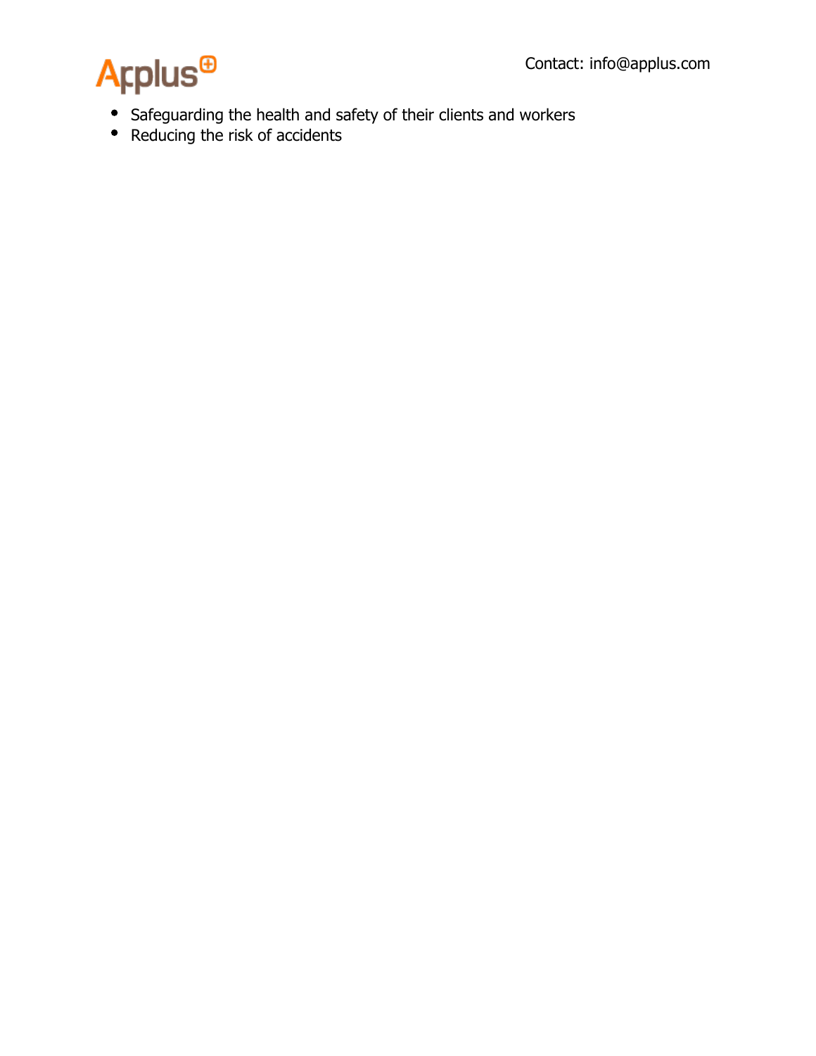- Safeguarding the health and safety of their clients and workers
- Reducing the risk of accidents